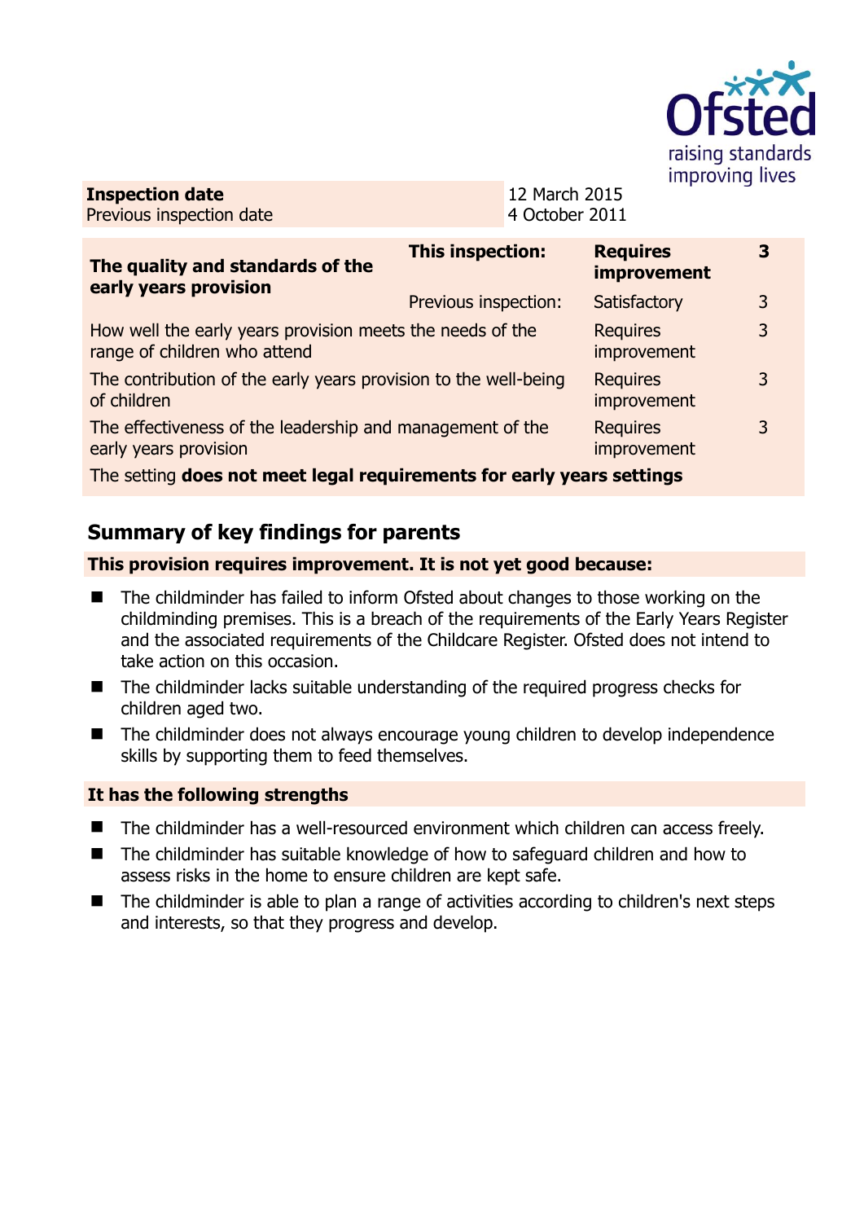| **Inspection date** | 12 March 2015 |
| --- | --- |
| Previous inspection date | 4 October 2011 |

| **The quality and standards of the early years provision** | **This inspection:** | **Requires improvement** | **3** |
| --- | --- | --- | --- |
| | Previous inspection: | Satisfactory | 3 |
| How well the early years provision meets the needs of the range of children who attend | | Requires improvement | 3 |
| The contribution of the early years provision to the well-being of children | | Requires improvement | 3 |
| The effectiveness of the leadership and management of the early years provision | | Requires improvement | 3 |
| The setting **does not meet legal requirements for early years settings** | | | |

## Summary of key findings for parents

**This provision requires improvement. It is not yet good because:**

- The childminder has failed to inform Ofsted about changes to those working on the childminding premises. This is a breach of the requirements of the Early Years Register and the associated requirements of the Childcare Register. Ofsted does not intend to take action on this occasion.
- The childminder lacks suitable understanding of the required progress checks for children aged two.
- The childminder does not always encourage young children to develop independence skills by supporting them to feed themselves.

**It has the following strengths**

- The childminder has a well-resourced environment which children can access freely.
- The childminder has suitable knowledge of how to safeguard children and how to assess risks in the home to ensure children are kept safe.
- The childminder is able to plan a range of activities according to children's next steps and interests, so that they progress and develop.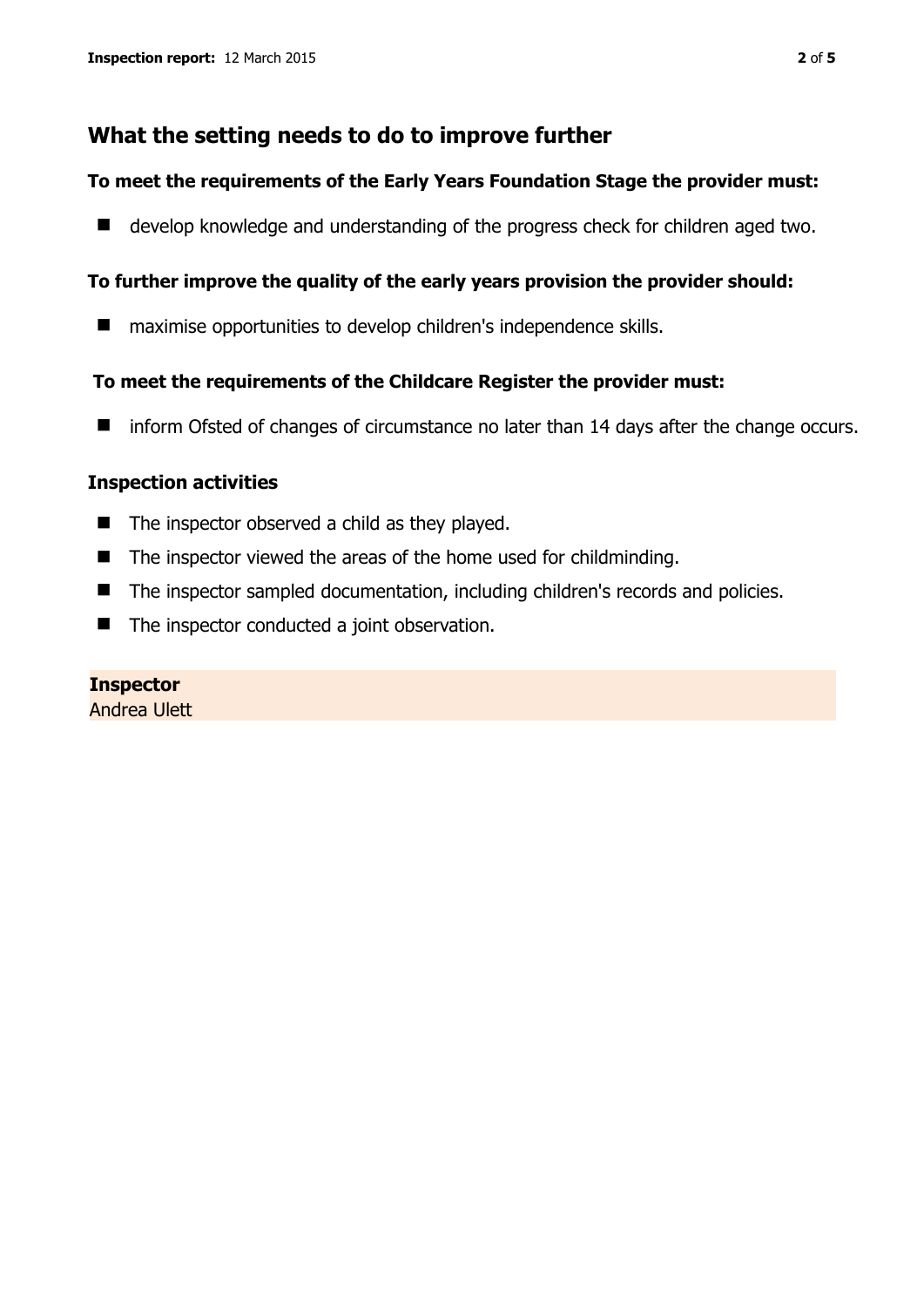## What the setting needs to do to improve further

### To meet the requirements of the Early Years Foundation Stage the provider must:

- develop knowledge and understanding of the progress check for children aged two.

### To further improve the quality of the early years provision the provider should:

- maximise opportunities to develop children's independence skills.

### To meet the requirements of the Childcare Register the provider must:

- inform Ofsted of changes of circumstance no later than 14 days after the change occurs.

### Inspection activities

- The inspector observed a child as they played.
- The inspector viewed the areas of the home used for childminding.
- The inspector sampled documentation, including children's records and policies.
- The inspector conducted a joint observation.

**Inspector**
Andrea Ulett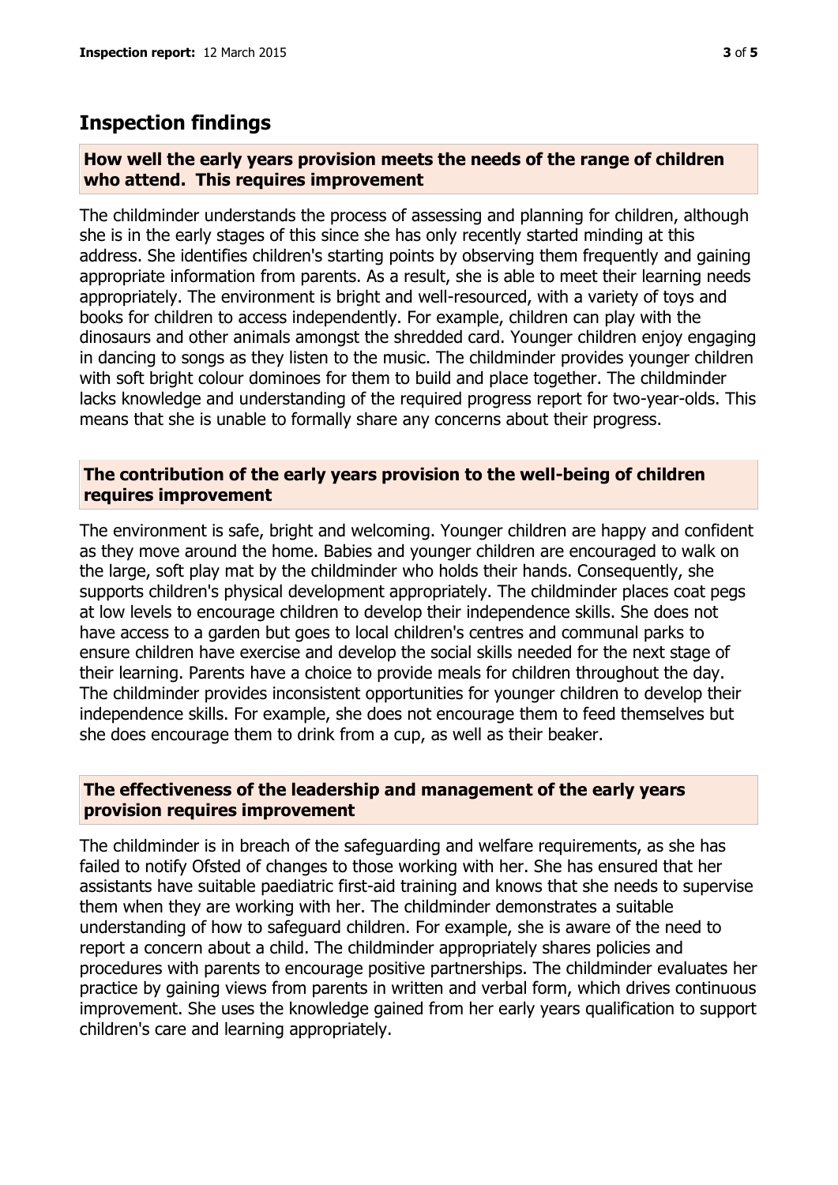## Inspection findings

### How well the early years provision meets the needs of the range of children who attend. This requires improvement

The childminder understands the process of assessing and planning for children, although she is in the early stages of this since she has only recently started minding at this address. She identifies children's starting points by observing them frequently and gaining appropriate information from parents. As a result, she is able to meet their learning needs appropriately. The environment is bright and well-resourced, with a variety of toys and books for children to access independently. For example, children can play with the dinosaurs and other animals amongst the shredded card. Younger children enjoy engaging in dancing to songs as they listen to the music. The childminder provides younger children with soft bright colour dominoes for them to build and place together. The childminder lacks knowledge and understanding of the required progress report for two-year-olds. This means that she is unable to formally share any concerns about their progress.

### The contribution of the early years provision to the well-being of children requires improvement

The environment is safe, bright and welcoming. Younger children are happy and confident as they move around the home. Babies and younger children are encouraged to walk on the large, soft play mat by the childminder who holds their hands. Consequently, she supports children's physical development appropriately. The childminder places coat pegs at low levels to encourage children to develop their independence skills. She does not have access to a garden but goes to local children's centres and communal parks to ensure children have exercise and develop the social skills needed for the next stage of their learning. Parents have a choice to provide meals for children throughout the day. The childminder provides inconsistent opportunities for younger children to develop their independence skills. For example, she does not encourage them to feed themselves but she does encourage them to drink from a cup, as well as their beaker.

### The effectiveness of the leadership and management of the early years provision requires improvement

The childminder is in breach of the safeguarding and welfare requirements, as she has failed to notify Ofsted of changes to those working with her. She has ensured that her assistants have suitable paediatric first-aid training and knows that she needs to supervise them when they are working with her. The childminder demonstrates a suitable understanding of how to safeguard children. For example, she is aware of the need to report a concern about a child. The childminder appropriately shares policies and procedures with parents to encourage positive partnerships. The childminder evaluates her practice by gaining views from parents in written and verbal form, which drives continuous improvement. She uses the knowledge gained from her early years qualification to support children's care and learning appropriately.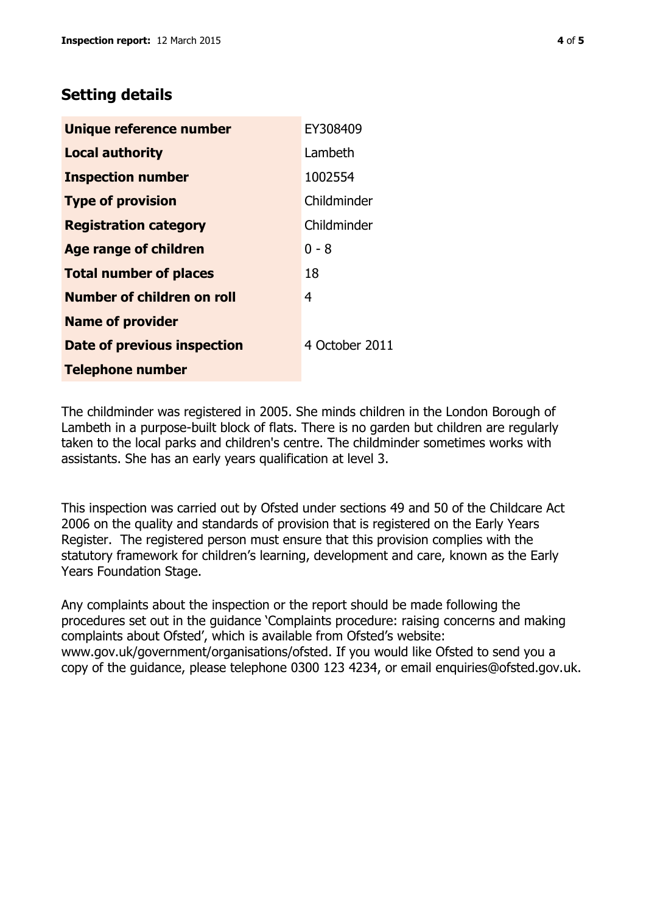## Setting details

| | |
|---|---|
| **Unique reference number** | EY308409 |
| **Local authority** | Lambeth |
| **Inspection number** | 1002554 |
| **Type of provision** | Childminder |
| **Registration category** | Childminder |
| **Age range of children** | 0 - 8 |
| **Total number of places** | 18 |
| **Number of children on roll** | 4 |
| **Name of provider** | |
| **Date of previous inspection** | 4 October 2011 |
| **Telephone number** | |

The childminder was registered in 2005. She minds children in the London Borough of Lambeth in a purpose-built block of flats. There is no garden but children are regularly taken to the local parks and children's centre. The childminder sometimes works with assistants. She has an early years qualification at level 3.

This inspection was carried out by Ofsted under sections 49 and 50 of the Childcare Act 2006 on the quality and standards of provision that is registered on the Early Years Register. The registered person must ensure that this provision complies with the statutory framework for children's learning, development and care, known as the Early Years Foundation Stage.

Any complaints about the inspection or the report should be made following the procedures set out in the guidance 'Complaints procedure: raising concerns and making complaints about Ofsted', which is available from Ofsted's website: www.gov.uk/government/organisations/ofsted. If you would like Ofsted to send you a copy of the guidance, please telephone 0300 123 4234, or email enquiries@ofsted.gov.uk.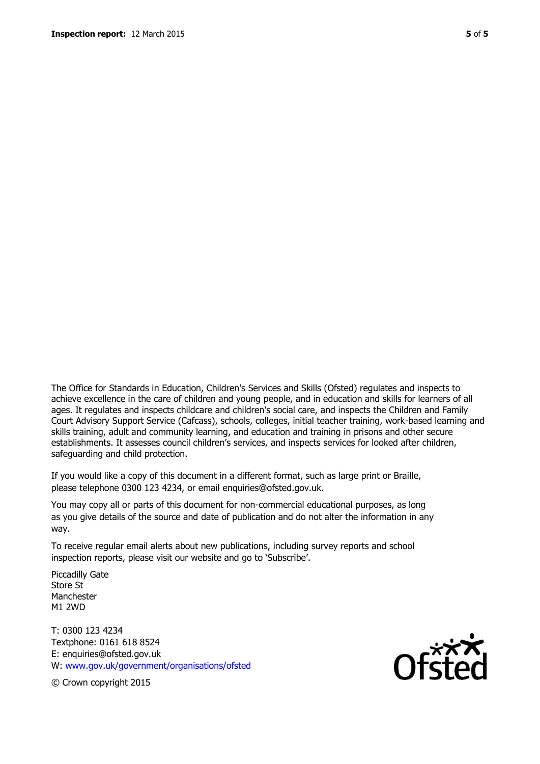The Office for Standards in Education, Children's Services and Skills (Ofsted) regulates and inspects to achieve excellence in the care of children and young people, and in education and skills for learners of all ages. It regulates and inspects childcare and children's social care, and inspects the Children and Family Court Advisory Support Service (Cafcass), schools, colleges, initial teacher training, work-based learning and skills training, adult and community learning, and education and training in prisons and other secure establishments. It assesses council children's services, and inspects services for looked after children, safeguarding and child protection.

If you would like a copy of this document in a different format, such as large print or Braille, please telephone 0300 123 4234, or email enquiries@ofsted.gov.uk.

You may copy all or parts of this document for non-commercial educational purposes, as long as you give details of the source and date of publication and do not alter the information in any way.

To receive regular email alerts about new publications, including survey reports and school inspection reports, please visit our website and go to 'Subscribe'.

Piccadilly Gate
Store St
Manchester
M1 2WD

T: 0300 123 4234
Textphone: 0161 618 8524
E: enquiries@ofsted.gov.uk
W: [www.gov.uk/government/organisations/ofsted](http://www.gov.uk/government/organisations/ofsted)

© Crown copyright 2015

Ofsted